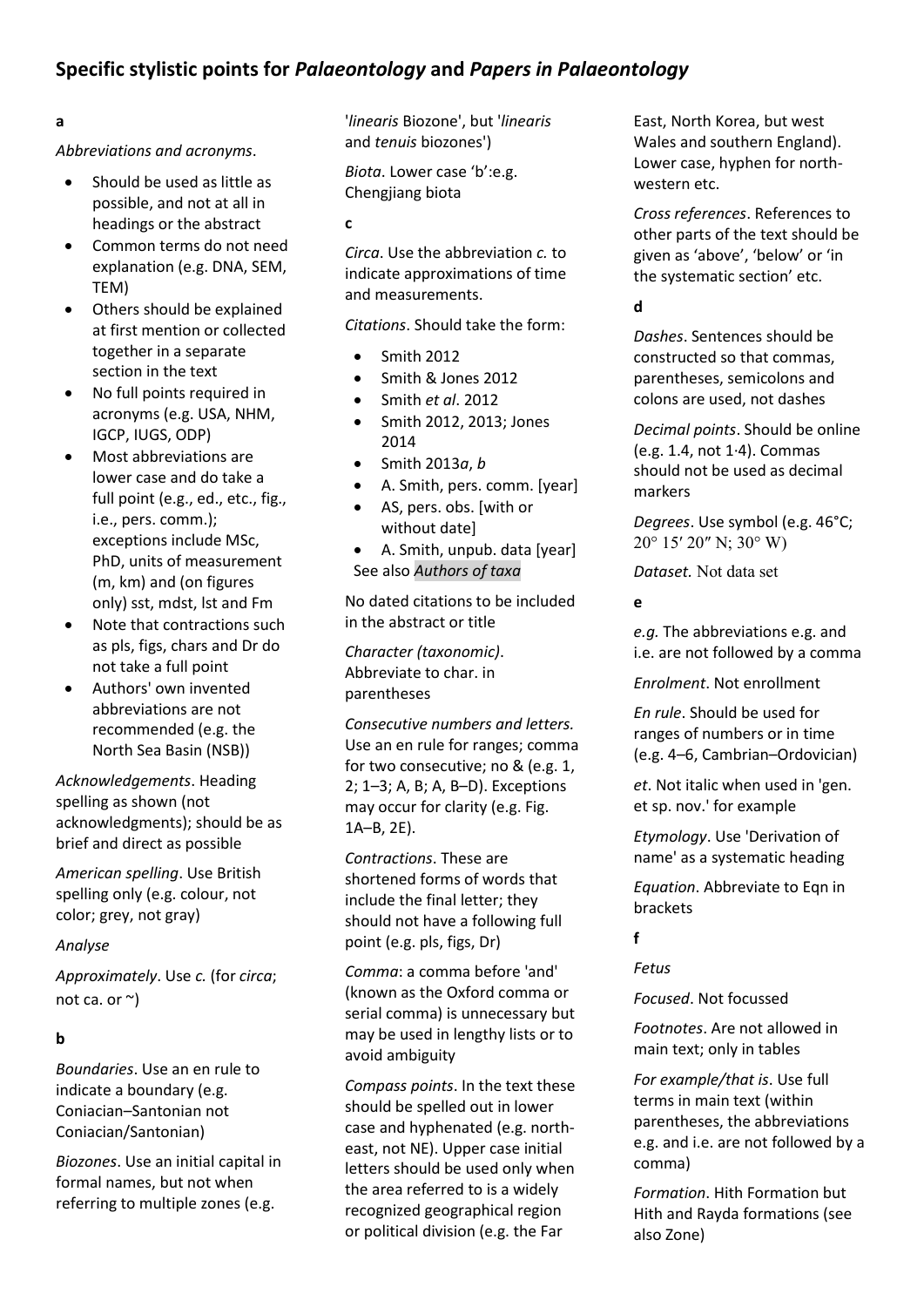# Specific stylistic points for *Palaeontology* and *Papers in Palaeontology*

**a**

*Abbreviations and acronyms*.

- Should be used as little as possible, and not at all in headings or the abstract
- Common terms do not need explanation (e.g. DNA, SEM, TEM)
- Others should be explained at first mention or collected together in a separate section in the text
- No full points required in acronyms (e.g. USA, NHM, IGCP, IUGS, ODP)
- Most abbreviations are lower case and do take a full point (e.g., ed., etc., fig., i.e., pers. comm.); exceptions include MSc, PhD, units of measurement (m, km) and (on figures only) sst, mdst, lst and Fm
- Note that contractions such as pls, figs, chars and Dr do not take a full point
- Authors' own invented abbreviations are not recommended (e.g. the North Sea Basin (NSB))

*Acknowledgements*. Heading spelling as shown (not acknowledgments); should be as brief and direct as possible

*American spelling*. Use British spelling only (e.g. colour, not color; grey, not gray)

*Analyse*

*Approximately*. Use *c.* (for *circa*; not ca. or ~)

**b**

*Boundaries*. Use an en rule to indicate a boundary (e.g. Coniacian–Santonian not Coniacian/Santonian)

*Biozones*. Use an initial capital in formal names, but not when referring to multiple zones (e.g. '*linearis* Biozone', but '*linearis* and *tenuis* biozones')

*Biota*. Lower case 'b':e.g. Chengjiang biota

**c**

*Circa*. Use the abbreviation *c.* to indicate approximations of time and measurements.

*Citations*. Should take the form:

- Smith 2012
- Smith & Jones 2012
- Smith *et al*. 2012
- Smith 2012, 2013; Jones 2014
- Smith 2013*a*, *b*
- A. Smith, pers. comm. [year]
- AS, pers. obs. [with or without date]
- A. Smith, unpub. data [year]

See also *Authors of taxa*

No dated citations to be included in the abstract or title

*Character (taxonomic)*. Abbreviate to char. in parentheses

*Consecutive numbers and letters.* Use an en rule for ranges; comma for two consecutive; no & (e.g. 1, 2; 1–3; A, B; A, B–D). Exceptions may occur for clarity (e.g. Fig. 1A–B, 2E).

*Contractions*. These are shortened forms of words that include the final letter; they should not have a following full point (e.g. pls, figs, Dr)

*Comma*: a comma before 'and' (known as the Oxford comma or serial comma) is unnecessary but may be used in lengthy lists or to avoid ambiguity

*Compass points*. In the text these should be spelled out in lower case and hyphenated (e.g. north-east, not NE). Upper case initial letters should be used only when the area referred to is a widely recognized geographical region or political division (e.g. the Far East, North Korea, but west Wales and southern England). Lower case, hyphen for north-western etc.

*Cross references*. References to other parts of the text should be given as 'above', 'below' or 'in the systematic section' etc.

**d**

*Dashes*. Sentences should be constructed so that commas, parentheses, semicolons and colons are used, not dashes

*Decimal points*. Should be online (e.g. 1.4, not 1·4). Commas should not be used as decimal markers

*Degrees*. Use symbol (e.g. 46°C; 20° 15′ 20″ N; 30° W)

*Dataset.* Not data set

**e**

*e.g.* The abbreviations e.g. and i.e. are not followed by a comma

*Enrolment*. Not enrollment

*En rule*. Should be used for ranges of numbers or in time (e.g. 4–6, Cambrian–Ordovician)

*et*. Not italic when used in 'gen. et sp. nov.' for example

*Etymology*. Use 'Derivation of name' as a systematic heading

*Equation*. Abbreviate to Eqn in brackets

**f**

*Fetus*

*Focused*. Not focussed

*Footnotes*. Are not allowed in main text; only in tables

*For example/that is*. Use full terms in main text (within parentheses, the abbreviations e.g. and i.e. are not followed by a comma)

*Formation*. Hith Formation but Hith and Rayda formations (see also Zone)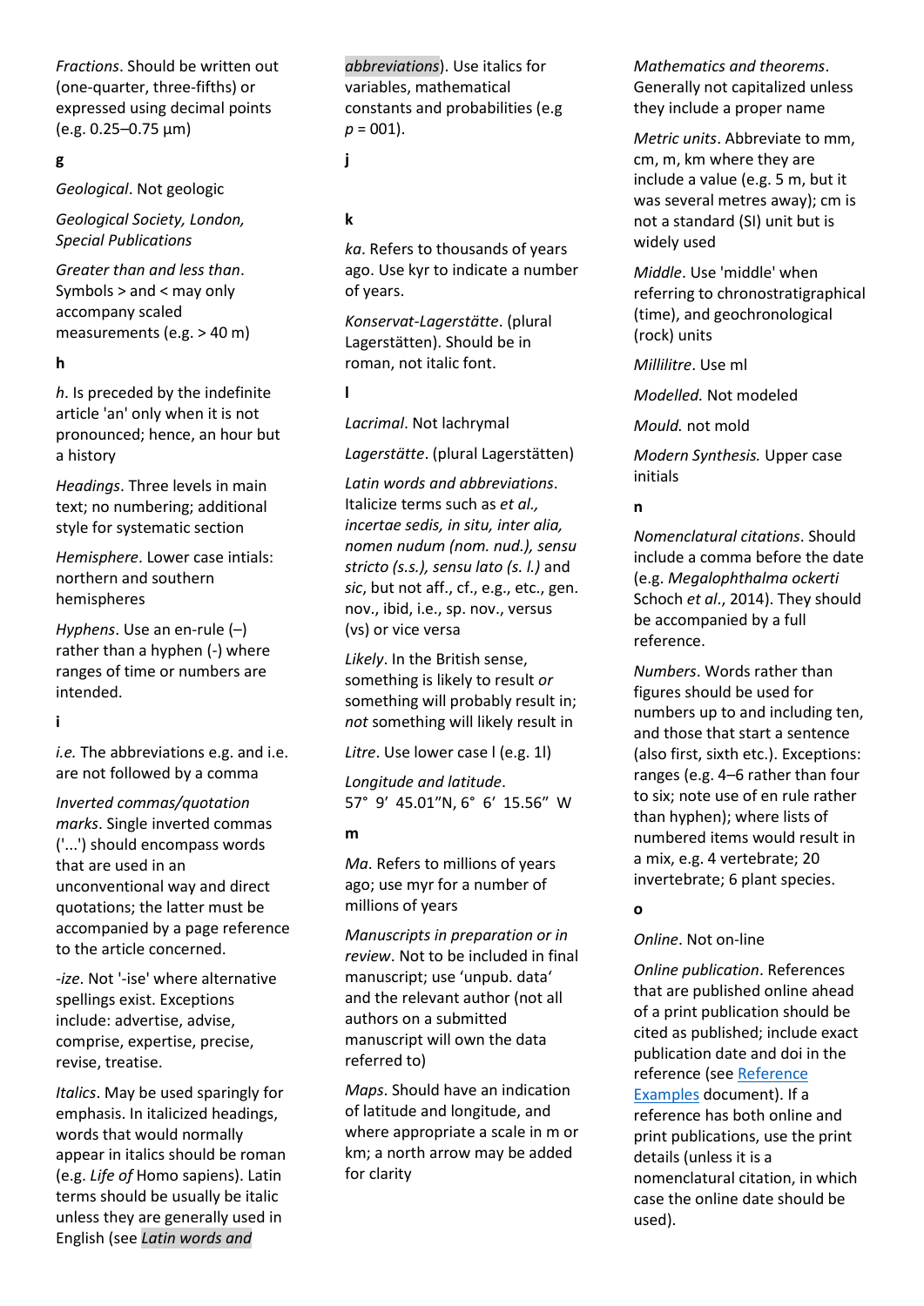*Fractions*. Should be written out (one-quarter, three-fifths) or expressed using decimal points (e.g. 0.25–0.75 µm)

**g**

*Geological*. Not geologic

*Geological Society, London, Special Publications*

*Greater than and less than*. Symbols > and < may only accompany scaled measurements (e.g. > 40 m)

**h**

*h*. Is preceded by the indefinite article 'an' only when it is not pronounced; hence, an hour but a history

*Headings*. Three levels in main text; no numbering; additional style for systematic section

*Hemisphere*. Lower case intials: northern and southern hemispheres

*Hyphens*. Use an en-rule (–) rather than a hyphen (-) where ranges of time or numbers are intended.

**i**

*i.e.* The abbreviations e.g. and i.e. are not followed by a comma

*Inverted commas/quotation marks*. Single inverted commas ('...') should encompass words that are used in an unconventional way and direct quotations; the latter must be accompanied by a page reference to the article concerned.

*-ize*. Not '-ise' where alternative spellings exist. Exceptions include: advertise, advise, comprise, expertise, precise, revise, treatise.

*Italics*. May be used sparingly for emphasis. In italicized headings, words that would normally appear in italics should be roman (e.g. *Life of* Homo sapiens). Latin terms should be usually be italic unless they are generally used in English (see *Latin words and abbreviations*). Use italics for variables, mathematical constants and probabilities (e.g $p$ = 001).

**j**

**k**

*ka*. Refers to thousands of years ago. Use kyr to indicate a number of years.

*Konservat-Lagerstätte*. (plural Lagerstätten). Should be in roman, not italic font.

**l**

*Lacrimal*. Not lachrymal

*Lagerstätte*. (plural Lagerstätten)

*Latin words and abbreviations*. Italicize terms such as *et al., incertae sedis, in situ, inter alia, nomen nudum (nom. nud.), sensu stricto (s.s.), sensu lato (s. l.)* and *sic*, but not aff., cf., e.g., etc., gen. nov., ibid, i.e., sp. nov., versus (vs) or vice versa

*Likely*. In the British sense, something is likely to result *or* something will probably result in; *not* something will likely result in

*Litre*. Use lower case l (e.g. 1l)

*Longitude and latitude*. 57° 9′ 45.01″N, 6° 6′ 15.56″ W

**m**

*Ma*. Refers to millions of years ago; use myr for a number of millions of years

*Manuscripts in preparation or in review*. Not to be included in final manuscript; use 'unpub. data' and the relevant author (not all authors on a submitted manuscript will own the data referred to)

*Maps*. Should have an indication of latitude and longitude, and where appropriate a scale in m or km; a north arrow may be added for clarity

*Mathematics and theorems*. Generally not capitalized unless they include a proper name

*Metric units*. Abbreviate to mm, cm, m, km where they are include a value (e.g. 5 m, but it was several metres away); cm is not a standard (SI) unit but is widely used

*Middle*. Use 'middle' when referring to chronostratigraphical (time), and geochronological (rock) units

*Millilitre*. Use ml

*Modelled.* Not modeled

*Mould.* not mold

*Modern Synthesis.* Upper case initials

**n**

*Nomenclatural citations*. Should include a comma before the date (e.g. *Megalophthalma ockerti* Schoch *et al*., 2014). They should be accompanied by a full reference.

*Numbers*. Words rather than figures should be used for numbers up to and including ten, and those that start a sentence (also first, sixth etc.). Exceptions: ranges (e.g. 4–6 rather than four to six; note use of en rule rather than hyphen); where lists of numbered items would result in a mix, e.g. 4 vertebrate; 20 invertebrate; 6 plant species.

**o**

*Online*. Not on-line

*Online publication*. References that are published online ahead of a print publication should be cited as published; include exact publication date and doi in the reference (see Reference Examples document). If a reference has both online and print publications, use the print details (unless it is a nomenclatural citation, in which case the online date should be used).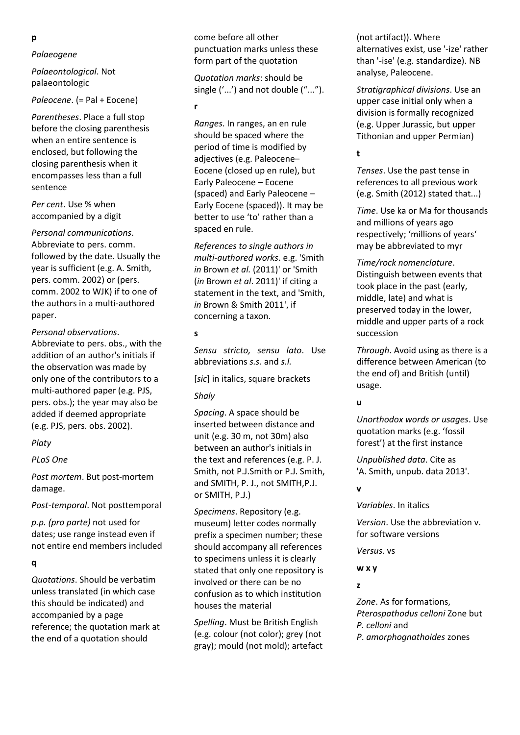**p**

*Palaeogene*

*Palaeontological*. Not palaeontologic

*Paleocene*. (= Pal + Eocene)

*Parentheses*. Place a full stop before the closing parenthesis when an entire sentence is enclosed, but following the closing parenthesis when it encompasses less than a full sentence

*Per cent*. Use % when accompanied by a digit

*Personal communications*. Abbreviate to pers. comm. followed by the date. Usually the year is sufficient (e.g. A. Smith, pers. comm. 2002) or (pers. comm. 2002 to WJK) if to one of the authors in a multi-authored paper.

*Personal observations*. Abbreviate to pers. obs., with the addition of an author's initials if the observation was made by only one of the contributors to a multi-authored paper (e.g. PJS, pers. obs.); the year may also be added if deemed appropriate (e.g. PJS, pers. obs. 2002).

*Platy*

*PLoS One*

*Post mortem*. But post-mortem damage.

*Post-temporal*. Not posttemporal

*p.p. (pro parte)* not used for dates; use range instead even if not entire end members included

**q**

*Quotations*. Should be verbatim unless translated (in which case this should be indicated) and accompanied by a page reference; the quotation mark at the end of a quotation should come before all other punctuation marks unless these form part of the quotation

*Quotation marks*: should be single ('...') and not double ("...").

**r**

*Ranges*. In ranges, an en rule should be spaced where the period of time is modified by adjectives (e.g. Paleocene–Eocene (closed up en rule), but Early Paleocene – Eocene (spaced) and Early Paleocene – Early Eocene (spaced)). It may be better to use 'to' rather than a spaced en rule.

*References to single authors in multi-authored works*. e.g. 'Smith *in* Brown *et al.* (2011)' or 'Smith (*in* Brown *et al*. 2011)' if citing a statement in the text, and 'Smith, *in* Brown & Smith 2011', if concerning a taxon.

**s**

*Sensu stricto, sensu lato*. Use abbreviations *s.s.* and *s.l.*

[*sic*] in italics, square brackets

*Shaly*

*Spacing*. A space should be inserted between distance and unit (e.g. 30 m, not 30m) also between an author's initials in the text and references (e.g. P. J. Smith, not P.J.Smith or P.J. Smith, and SMITH, P. J., not SMITH,P.J. or SMITH, P.J.)

*Specimens*. Repository (e.g. museum) letter codes normally prefix a specimen number; these should accompany all references to specimens unless it is clearly stated that only one repository is involved or there can be no confusion as to which institution houses the material

*Spelling*. Must be British English (e.g. colour (not color); grey (not gray); mould (not mold); artefact (not artifact)). Where alternatives exist, use '-ize' rather than '-ise' (e.g. standardize). NB analyse, Paleocene.

*Stratigraphical divisions*. Use an upper case initial only when a division is formally recognized (e.g. Upper Jurassic, but upper Tithonian and upper Permian)

**t**

*Tenses*. Use the past tense in references to all previous work (e.g. Smith (2012) stated that...)

*Time*. Use ka or Ma for thousands and millions of years ago respectively; 'millions of years' may be abbreviated to myr

*Time/rock nomenclature*. Distinguish between events that took place in the past (early, middle, late) and what is preserved today in the lower, middle and upper parts of a rock succession

*Through*. Avoid using as there is a difference between American (to the end of) and British (until) usage.

**u**

*Unorthodox words or usages*. Use quotation marks (e.g. 'fossil forest') at the first instance

*Unpublished data*. Cite as 'A. Smith, unpub. data 2013'.

**v**

*Variables*. In italics

*Version*. Use the abbreviation v. for software versions

*Versus*. vs

**w x y**

**z**

*Zone*. As for formations, *Pterospathodus celloni* Zone but *P. celloni* and *P*. *amorphognathoides* zones